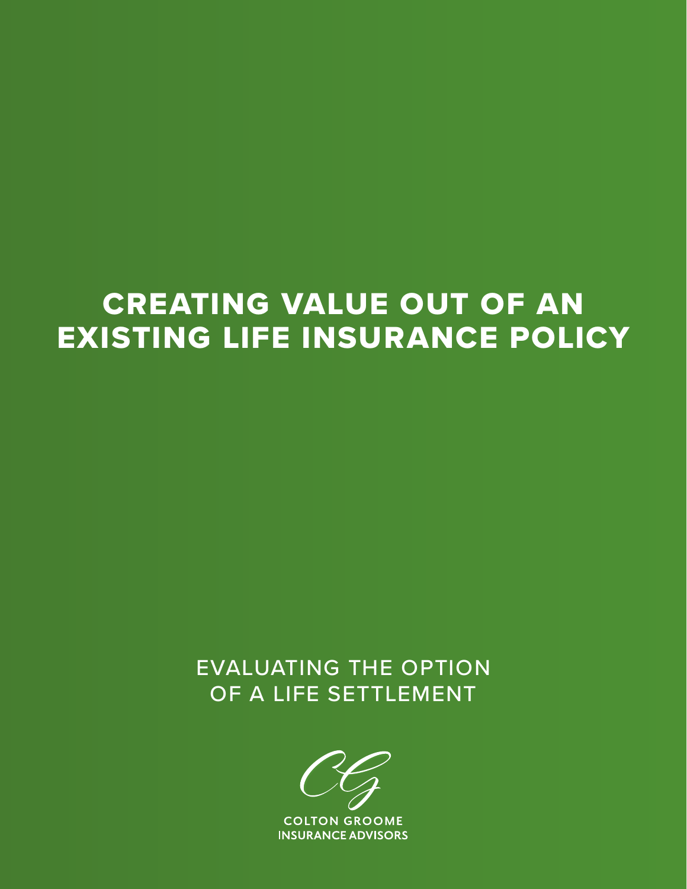# CREATING VALUE OUT OF AN EXISTING LIFE INSURANCE POLICY

## EVALUATING THE OPTION OF A LIFE SETTLEMENT

COLTON GROOME
INSURANCE ADVISORS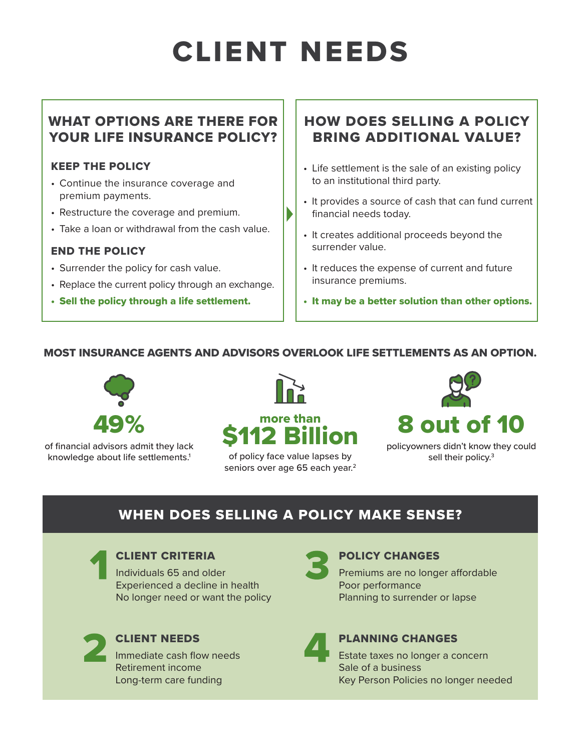# CLIENT NEEDS

## WHAT OPTIONS ARE THERE FOR YOUR LIFE INSURANCE POLICY?

### KEEP THE POLICY

- Continue the insurance coverage and premium payments.
- Restructure the coverage and premium.
- Take a loan or withdrawal from the cash value.

### END THE POLICY

- Surrender the policy for cash value.
- Replace the current policy through an exchange.
- **Sell the policy through a life settlement.**

## HOW DOES SELLING A POLICY BRING ADDITIONAL VALUE?

- Life settlement is the sale of an existing policy to an institutional third party.
- It provides a source of cash that can fund current financial needs today.
- It creates additional proceeds beyond the surrender value.
- It reduces the expense of current and future insurance premiums.
- **It may be a better solution than other options.**

### MOST INSURANCE AGENTS AND ADVISORS OVERLOOK LIFE SETTLEMENTS AS AN OPTION.

**49%**
of financial advisors admit they lack knowledge about life settlements.[1]

**more than $112 Billion**
of policy face value lapses by seniors over age 65 each year.[2]

**8 out of 10**
policyowners didn't know they could sell their policy.[3]

## WHEN DOES SELLING A POLICY MAKE SENSE?

### 1 CLIENT CRITERIA

Individuals 65 and older
Experienced a decline in health
No longer need or want the policy

### 2 CLIENT NEEDS

Immediate cash flow needs
Retirement income
Long-term care funding

### 3 POLICY CHANGES

Premiums are no longer affordable
Poor performance
Planning to surrender or lapse

### 4 PLANNING CHANGES

Estate taxes no longer a concern
Sale of a business
Key Person Policies no longer needed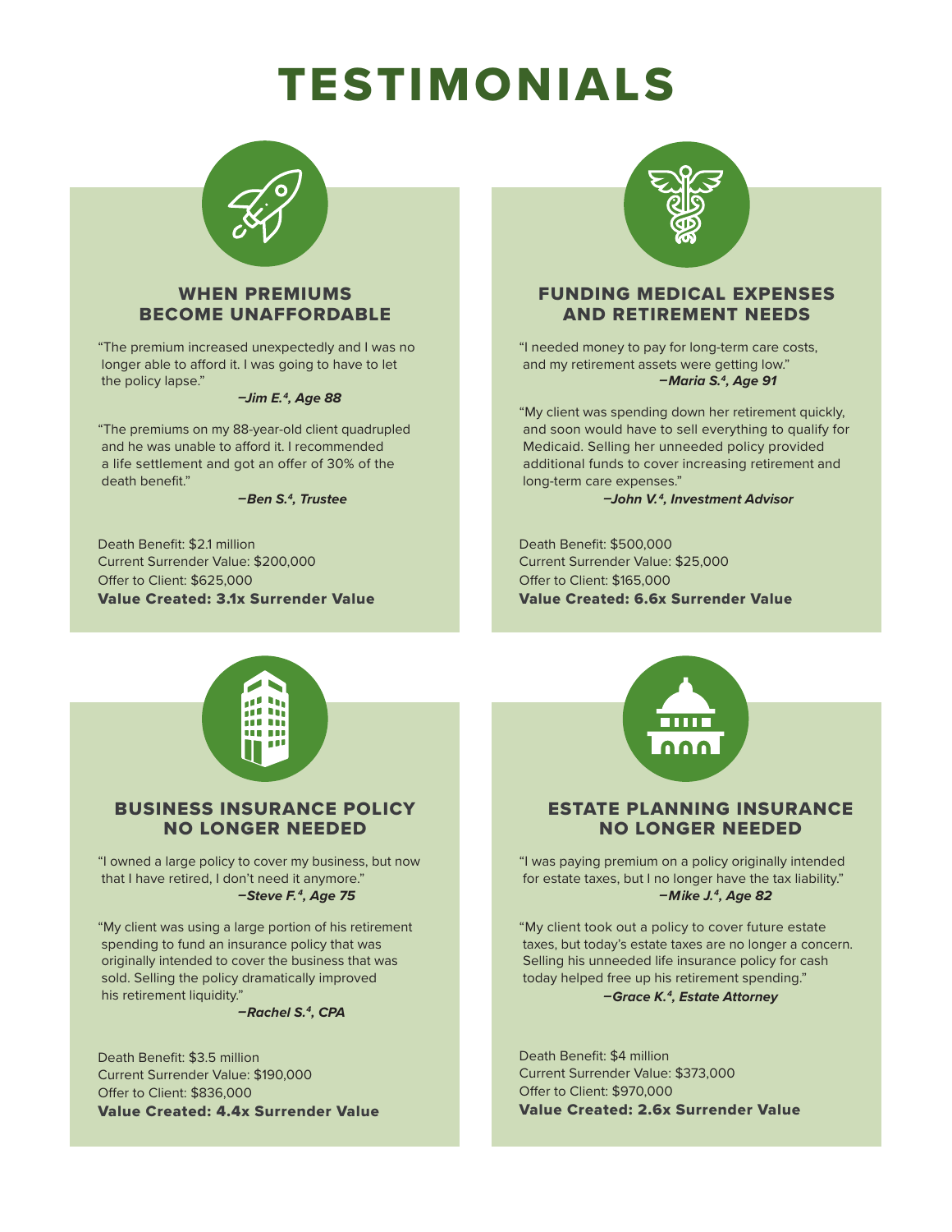# TESTIMONIALS

## WHEN PREMIUMS BECOME UNAFFORDABLE

"The premium increased unexpectedly and I was no longer able to afford it. I was going to have to let the policy lapse."

***–Jim E.[4], Age 88***

"The premiums on my 88-year-old client quadrupled and he was unable to afford it. I recommended a life settlement and got an offer of 30% of the death benefit."

***–Ben S.[4], Trustee***

Death Benefit: $2.1 million
Current Surrender Value: $200,000
Offer to Client: $625,000
**Value Created: 3.1x Surrender Value**

## FUNDING MEDICAL EXPENSES AND RETIREMENT NEEDS

"I needed money to pay for long-term care costs, and my retirement assets were getting low."

***–Maria S.[4], Age 91***

"My client was spending down her retirement quickly, and soon would have to sell everything to qualify for Medicaid. Selling her unneeded policy provided additional funds to cover increasing retirement and long-term care expenses."

***–John V.[4], Investment Advisor***

Death Benefit: $500,000
Current Surrender Value: $25,000
Offer to Client: $165,000
**Value Created: 6.6x Surrender Value**

## BUSINESS INSURANCE POLICY NO LONGER NEEDED

"I owned a large policy to cover my business, but now that I have retired, I don't need it anymore."

***–Steve F.[4], Age 75***

"My client was using a large portion of his retirement spending to fund an insurance policy that was originally intended to cover the business that was sold. Selling the policy dramatically improved his retirement liquidity."

***–Rachel S.[4], CPA***

Death Benefit: $3.5 million
Current Surrender Value: $190,000
Offer to Client: $836,000
**Value Created: 4.4x Surrender Value**

## ESTATE PLANNING INSURANCE NO LONGER NEEDED

"I was paying premium on a policy originally intended for estate taxes, but I no longer have the tax liability."

***–Mike J.[4], Age 82***

"My client took out a policy to cover future estate taxes, but today's estate taxes are no longer a concern. Selling his unneeded life insurance policy for cash today helped free up his retirement spending."

***–Grace K.[4], Estate Attorney***

Death Benefit: $4 million
Current Surrender Value: $373,000
Offer to Client: $970,000
**Value Created: 2.6x Surrender Value**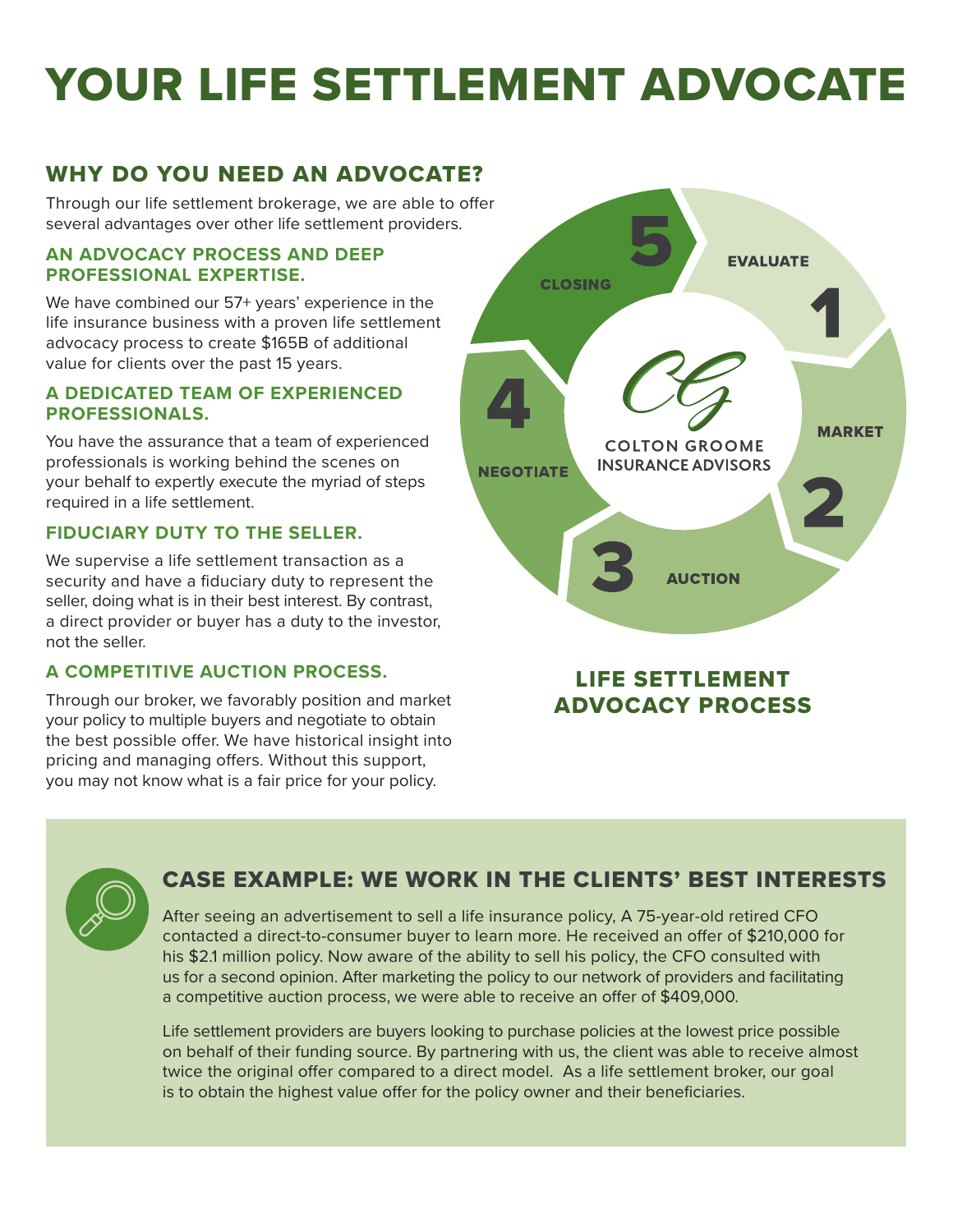# YOUR LIFE SETTLEMENT ADVOCATE

## WHY DO YOU NEED AN ADVOCATE?

Through our life settlement brokerage, we are able to offer several advantages over other life settlement providers.

### AN ADVOCACY PROCESS AND DEEP PROFESSIONAL EXPERTISE.

We have combined our 57+ years' experience in the life insurance business with a proven life settlement advocacy process to create $165B of additional value for clients over the past 15 years.

### A DEDICATED TEAM OF EXPERIENCED PROFESSIONALS.

You have the assurance that a team of experienced professionals is working behind the scenes on your behalf to expertly execute the myriad of steps required in a life settlement.

### FIDUCIARY DUTY TO THE SELLER.

We supervise a life settlement transaction as a security and have a fiduciary duty to represent the seller, doing what is in their best interest. By contrast, a direct provider or buyer has a duty to the investor, not the seller.

### A COMPETITIVE AUCTION PROCESS.

Through our broker, we favorably position and market your policy to multiple buyers and negotiate to obtain the best possible offer. We have historical insight into pricing and managing offers. Without this support, you may not know what is a fair price for your policy.

1 EVALUATE

2 MARKET

3 AUCTION

4 NEGOTIATE

5 CLOSING

CG

COLTON GROOME INSURANCE ADVISORS

**LIFE SETTLEMENT ADVOCACY PROCESS**

## CASE EXAMPLE: WE WORK IN THE CLIENTS' BEST INTERESTS

After seeing an advertisement to sell a life insurance policy, A 75-year-old retired CFO contacted a direct-to-consumer buyer to learn more. He received an offer of $210,000 for his $2.1 million policy. Now aware of the ability to sell his policy, the CFO consulted with us for a second opinion. After marketing the policy to our network of providers and facilitating a competitive auction process, we were able to receive an offer of $409,000.

Life settlement providers are buyers looking to purchase policies at the lowest price possible on behalf of their funding source. By partnering with us, the client was able to receive almost twice the original offer compared to a direct model. As a life settlement broker, our goal is to obtain the highest value offer for the policy owner and their beneficiaries.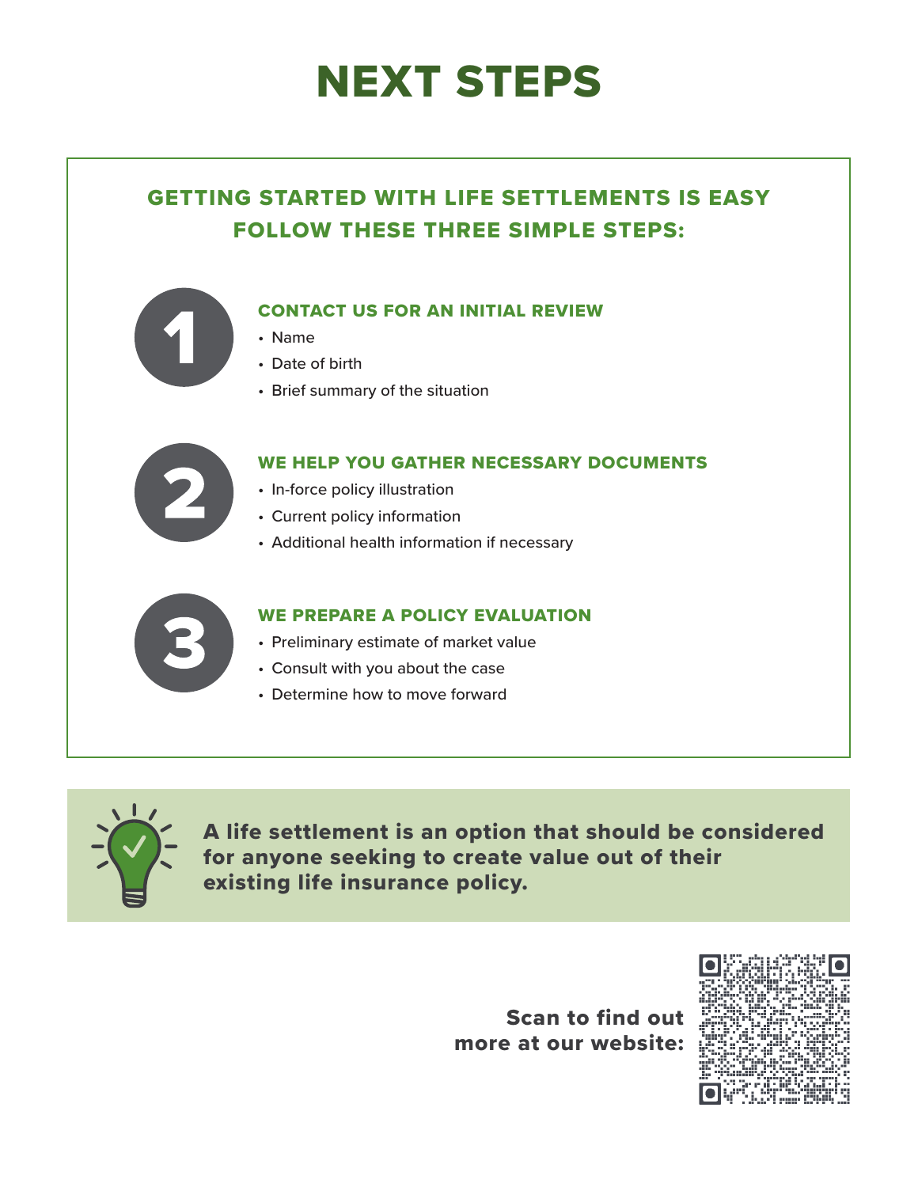# NEXT STEPS

## GETTING STARTED WITH LIFE SETTLEMENTS IS EASY FOLLOW THESE THREE SIMPLE STEPS:

### 1 CONTACT US FOR AN INITIAL REVIEW

- Name
- Date of birth
- Brief summary of the situation

### 2 WE HELP YOU GATHER NECESSARY DOCUMENTS

- In-force policy illustration
- Current policy information
- Additional health information if necessary

### 3 WE PREPARE A POLICY EVALUATION

- Preliminary estimate of market value
- Consult with you about the case
- Determine how to move forward

**A life settlement is an option that should be considered for anyone seeking to create value out of their existing life insurance policy.**

**Scan to find out more at our website:**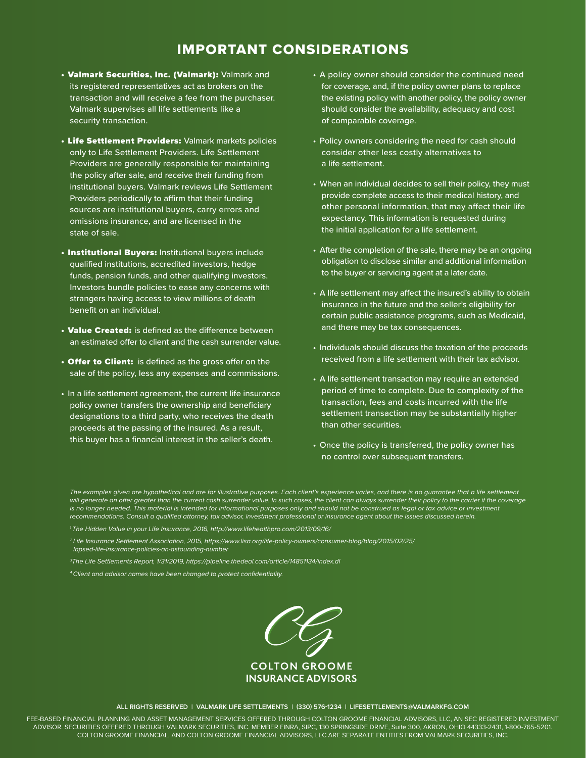# IMPORTANT CONSIDERATIONS

- **Valmark Securities, Inc. (Valmark):** Valmark and its registered representatives act as brokers on the transaction and will receive a fee from the purchaser. Valmark supervises all life settlements like a security transaction.
- **Life Settlement Providers:** Valmark markets policies only to Life Settlement Providers. Life Settlement Providers are generally responsible for maintaining the policy after sale, and receive their funding from institutional buyers. Valmark reviews Life Settlement Providers periodically to affirm that their funding sources are institutional buyers, carry errors and omissions insurance, and are licensed in the state of sale.
- **Institutional Buyers:** Institutional buyers include qualified institutions, accredited investors, hedge funds, pension funds, and other qualifying investors. Investors bundle policies to ease any concerns with strangers having access to view millions of death benefit on an individual.
- **Value Created:** is defined as the difference between an estimated offer to client and the cash surrender value.
- **Offer to Client:** is defined as the gross offer on the sale of the policy, less any expenses and commissions.
- In a life settlement agreement, the current life insurance policy owner transfers the ownership and beneficiary designations to a third party, who receives the death proceeds at the passing of the insured. As a result, this buyer has a financial interest in the seller's death.
- A policy owner should consider the continued need for coverage, and, if the policy owner plans to replace the existing policy with another policy, the policy owner should consider the availability, adequacy and cost of comparable coverage.
- Policy owners considering the need for cash should consider other less costly alternatives to a life settlement.
- When an individual decides to sell their policy, they must provide complete access to their medical history, and other personal information, that may affect their life expectancy. This information is requested during the initial application for a life settlement.
- After the completion of the sale, there may be an ongoing obligation to disclose similar and additional information to the buyer or servicing agent at a later date.
- A life settlement may affect the insured's ability to obtain insurance in the future and the seller's eligibility for certain public assistance programs, such as Medicaid, and there may be tax consequences.
- Individuals should discuss the taxation of the proceeds received from a life settlement with their tax advisor.
- A life settlement transaction may require an extended period of time to complete. Due to complexity of the transaction, fees and costs incurred with the life settlement transaction may be substantially higher than other securities.
- Once the policy is transferred, the policy owner has no control over subsequent transfers.

*The examples given are hypothetical and are for illustrative purposes. Each client's experience varies, and there is no guarantee that a life settlement will generate an offer greater than the current cash surrender value. In such cases, the client can always surrender their policy to the carrier if the coverage is no longer needed. This material is intended for informational purposes only and should not be construed as legal or tax advice or investment recommendations. Consult a qualified attorney, tax advisor, investment professional or insurance agent about the issues discussed herein.*

*[1] The Hidden Value in your Life Insurance, 2016, http://www.lifehealthpro.com/2013/09/16/*

*[2] Life Insurance Settlement Association, 2015, https://www.lisa.org/life-policy-owners/consumer-blog/blog/2015/02/25/lapsed-life-insurance-policies-an-astounding-number*

*[3] The Life Settlements Report, 1/31/2019, https://pipeline.thedeal.com/article/14851134/index.dl*

*[4] Client and advisor names have been changed to protect confidentiality.*

COLTON GROOME
INSURANCE ADVISORS

ALL RIGHTS RESERVED | VALMARK LIFE SETTLEMENTS | (330) 576-1234 | LIFESETTLEMENTS@VALMARKFG.COM

FEE-BASED FINANCIAL PLANNING AND ASSET MANAGEMENT SERVICES OFFERED THROUGH COLTON GROOME FINANCIAL ADVISORS, LLC, AN SEC REGISTERED INVESTMENT ADVISOR. SECURITIES OFFERED THROUGH VALMARK SECURITIES, INC. MEMBER FINRA, SIPC, 130 SPRINGSIDE DRIVE, Suite 300, AKRON, OHIO 44333-2431, 1-800-765-5201. COLTON GROOME FINANCIAL, AND COLTON GROOME FINANCIAL ADVISORS, LLC ARE SEPARATE ENTITIES FROM VALMARK SECURITIES, INC.